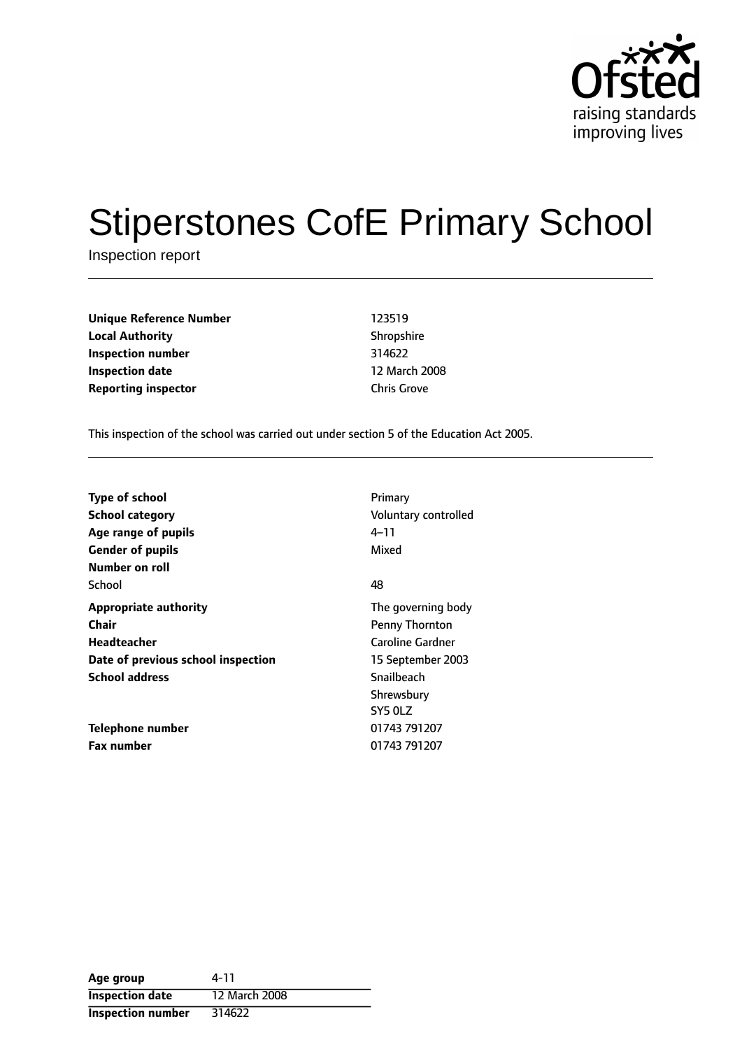Ofsted
raising standards
improving lives

# Stiperstones CofE Primary School

Inspection report

| | |
|---|---|
| **Unique Reference Number** | 123519 |
| **Local Authority** | Shropshire |
| **Inspection number** | 314622 |
| **Inspection date** | 12 March 2008 |
| **Reporting inspector** | Chris Grove |

This inspection of the school was carried out under section 5 of the Education Act 2005.

| | |
|---|---|
| **Type of school** | Primary |
| **School category** | Voluntary controlled |
| **Age range of pupils** | 4–11 |
| **Gender of pupils** | Mixed |
| **Number on roll** | |
| School | 48 |
| **Appropriate authority** | The governing body |
| **Chair** | Penny Thornton |
| **Headteacher** | Caroline Gardner |
| **Date of previous school inspection** | 15 September 2003 |
| **School address** | Snailbeach<br>Shrewsbury<br>SY5 0LZ |
| **Telephone number** | 01743 791207 |
| **Fax number** | 01743 791207 |

| | |
|---|---|
| **Age group** | 4-11 |
| **Inspection date** | 12 March 2008 |
| **Inspection number** | 314622 |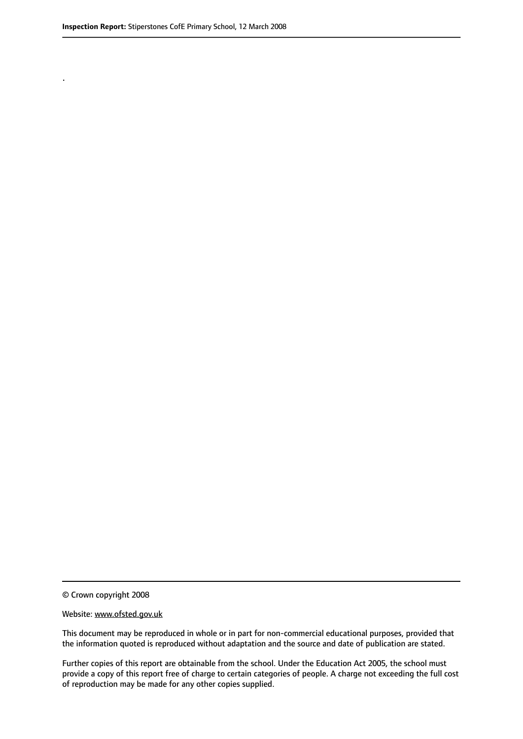.

© Crown copyright 2008

Website: www.ofsted.gov.uk

This document may be reproduced in whole or in part for non-commercial educational purposes, provided that the information quoted is reproduced without adaptation and the source and date of publication are stated.

Further copies of this report are obtainable from the school. Under the Education Act 2005, the school must provide a copy of this report free of charge to certain categories of people. A charge not exceeding the full cost of reproduction may be made for any other copies supplied.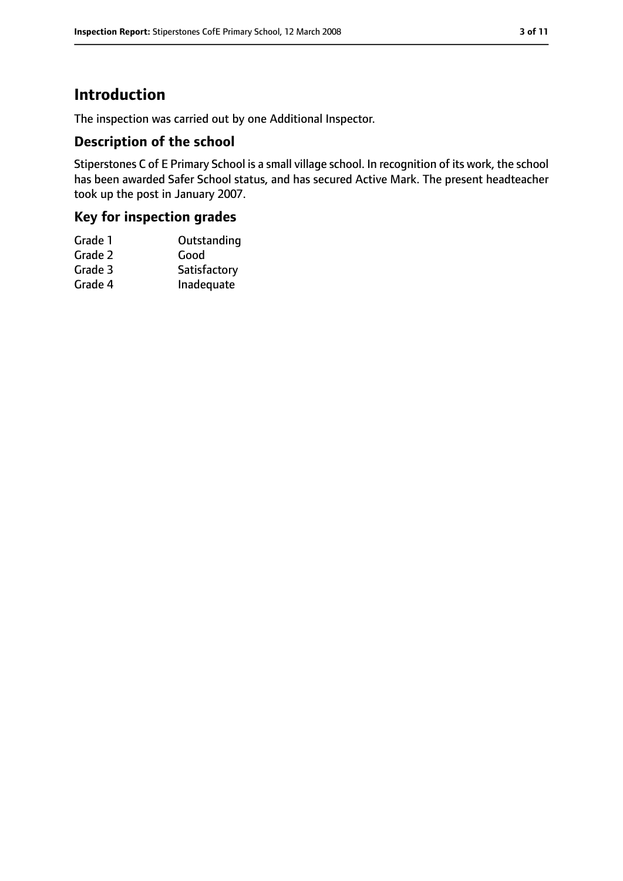# Introduction

The inspection was carried out by one Additional Inspector.

## Description of the school

Stiperstones C of E Primary School is a small village school. In recognition of its work, the school has been awarded Safer School status, and has secured Active Mark. The present headteacher took up the post in January 2007.

## Key for inspection grades

| | |
|---|---|
| Grade 1 | Outstanding |
| Grade 2 | Good |
| Grade 3 | Satisfactory |
| Grade 4 | Inadequate |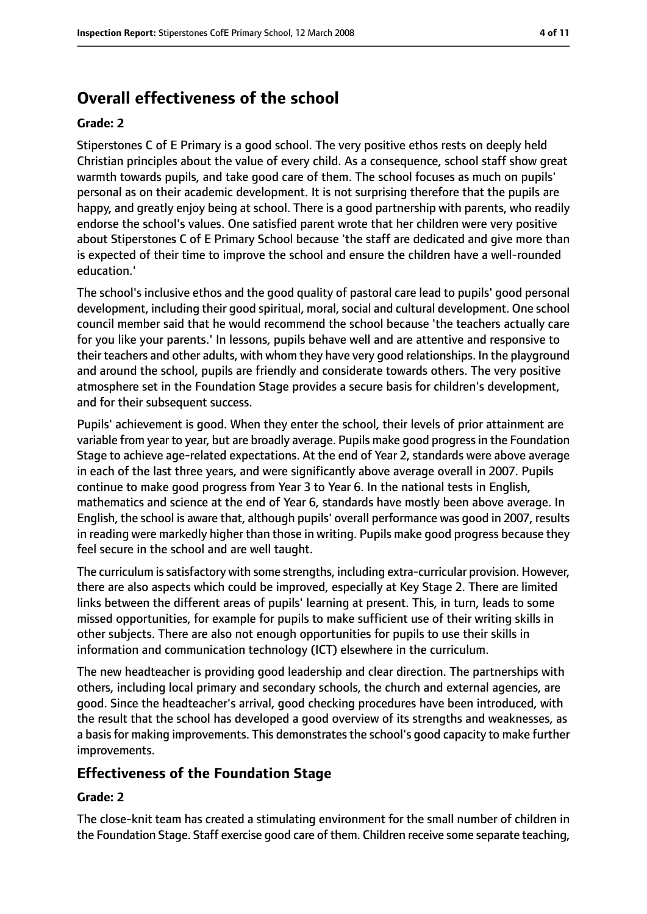## Overall effectiveness of the school

### Grade: 2

Stiperstones C of E Primary is a good school. The very positive ethos rests on deeply held Christian principles about the value of every child. As a consequence, school staff show great warmth towards pupils, and take good care of them. The school focuses as much on pupils' personal as on their academic development. It is not surprising therefore that the pupils are happy, and greatly enjoy being at school. There is a good partnership with parents, who readily endorse the school's values. One satisfied parent wrote that her children were very positive about Stiperstones C of E Primary School because 'the staff are dedicated and give more than is expected of their time to improve the school and ensure the children have a well-rounded education.'

The school's inclusive ethos and the good quality of pastoral care lead to pupils' good personal development, including their good spiritual, moral, social and cultural development. One school council member said that he would recommend the school because 'the teachers actually care for you like your parents.' In lessons, pupils behave well and are attentive and responsive to their teachers and other adults, with whom they have very good relationships. In the playground and around the school, pupils are friendly and considerate towards others. The very positive atmosphere set in the Foundation Stage provides a secure basis for children's development, and for their subsequent success.

Pupils' achievement is good. When they enter the school, their levels of prior attainment are variable from year to year, but are broadly average. Pupils make good progress in the Foundation Stage to achieve age-related expectations. At the end of Year 2, standards were above average in each of the last three years, and were significantly above average overall in 2007. Pupils continue to make good progress from Year 3 to Year 6. In the national tests in English, mathematics and science at the end of Year 6, standards have mostly been above average. In English, the school is aware that, although pupils' overall performance was good in 2007, results in reading were markedly higher than those in writing. Pupils make good progress because they feel secure in the school and are well taught.

The curriculum is satisfactory with some strengths, including extra-curricular provision. However, there are also aspects which could be improved, especially at Key Stage 2. There are limited links between the different areas of pupils' learning at present. This, in turn, leads to some missed opportunities, for example for pupils to make sufficient use of their writing skills in other subjects. There are also not enough opportunities for pupils to use their skills in information and communication technology (ICT) elsewhere in the curriculum.

The new headteacher is providing good leadership and clear direction. The partnerships with others, including local primary and secondary schools, the church and external agencies, are good. Since the headteacher's arrival, good checking procedures have been introduced, with the result that the school has developed a good overview of its strengths and weaknesses, as a basis for making improvements. This demonstrates the school's good capacity to make further improvements.

## Effectiveness of the Foundation Stage

### Grade: 2

The close-knit team has created a stimulating environment for the small number of children in the Foundation Stage. Staff exercise good care of them. Children receive some separate teaching,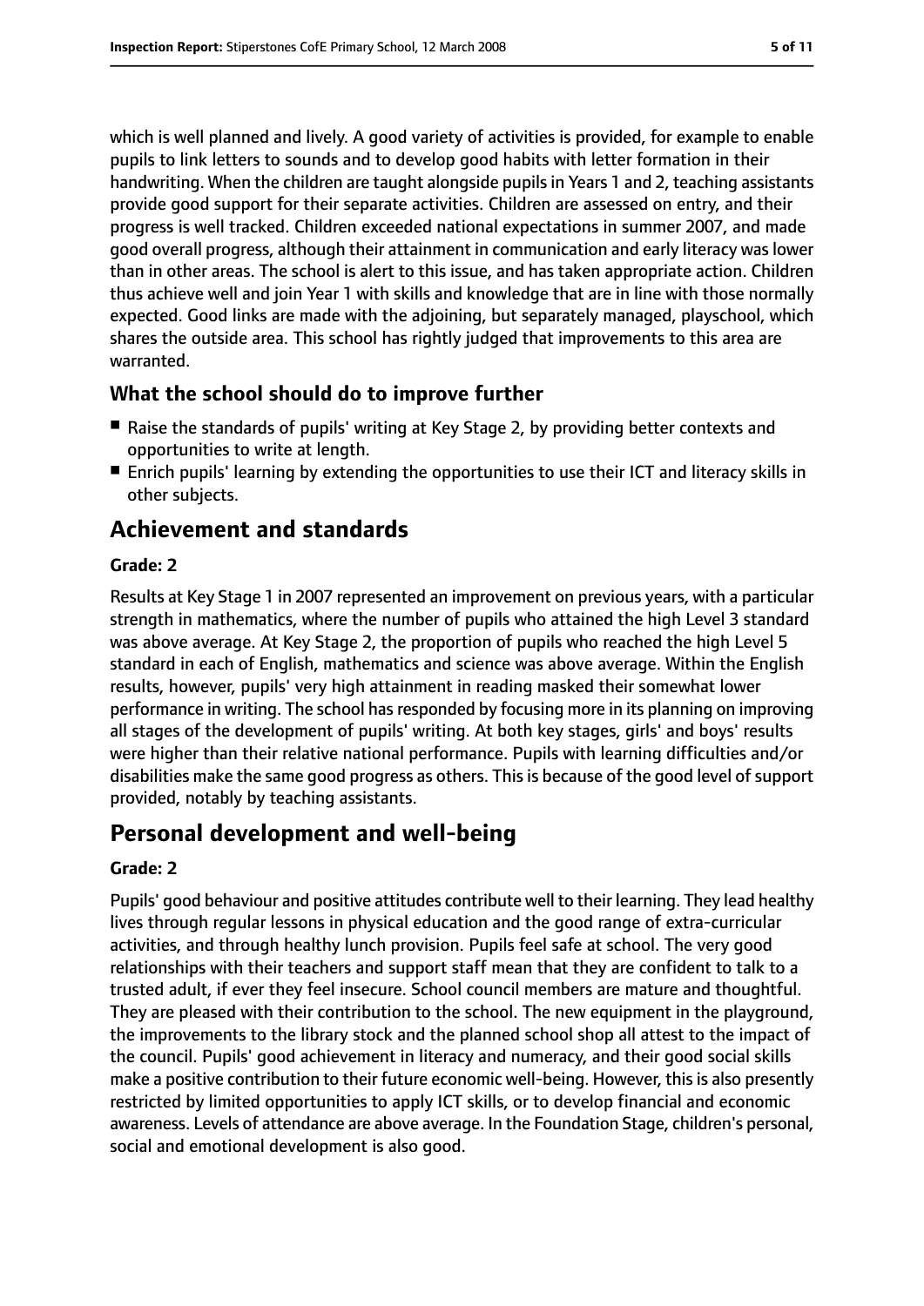which is well planned and lively. A good variety of activities is provided, for example to enable pupils to link letters to sounds and to develop good habits with letter formation in their handwriting. When the children are taught alongside pupils in Years 1 and 2, teaching assistants provide good support for their separate activities. Children are assessed on entry, and their progress is well tracked. Children exceeded national expectations in summer 2007, and made good overall progress, although their attainment in communication and early literacy was lower than in other areas. The school is alert to this issue, and has taken appropriate action. Children thus achieve well and join Year 1 with skills and knowledge that are in line with those normally expected. Good links are made with the adjoining, but separately managed, playschool, which shares the outside area. This school has rightly judged that improvements to this area are warranted.

### What the school should do to improve further

- Raise the standards of pupils' writing at Key Stage 2, by providing better contexts and opportunities to write at length.
- Enrich pupils' learning by extending the opportunities to use their ICT and literacy skills in other subjects.

## Achievement and standards

**Grade: 2**

Results at Key Stage 1 in 2007 represented an improvement on previous years, with a particular strength in mathematics, where the number of pupils who attained the high Level 3 standard was above average. At Key Stage 2, the proportion of pupils who reached the high Level 5 standard in each of English, mathematics and science was above average. Within the English results, however, pupils' very high attainment in reading masked their somewhat lower performance in writing. The school has responded by focusing more in its planning on improving all stages of the development of pupils' writing. At both key stages, girls' and boys' results were higher than their relative national performance. Pupils with learning difficulties and/or disabilities make the same good progress as others. This is because of the good level of support provided, notably by teaching assistants.

## Personal development and well-being

**Grade: 2**

Pupils' good behaviour and positive attitudes contribute well to their learning. They lead healthy lives through regular lessons in physical education and the good range of extra-curricular activities, and through healthy lunch provision. Pupils feel safe at school. The very good relationships with their teachers and support staff mean that they are confident to talk to a trusted adult, if ever they feel insecure. School council members are mature and thoughtful. They are pleased with their contribution to the school. The new equipment in the playground, the improvements to the library stock and the planned school shop all attest to the impact of the council. Pupils' good achievement in literacy and numeracy, and their good social skills make a positive contribution to their future economic well-being. However, this is also presently restricted by limited opportunities to apply ICT skills, or to develop financial and economic awareness. Levels of attendance are above average. In the Foundation Stage, children's personal, social and emotional development is also good.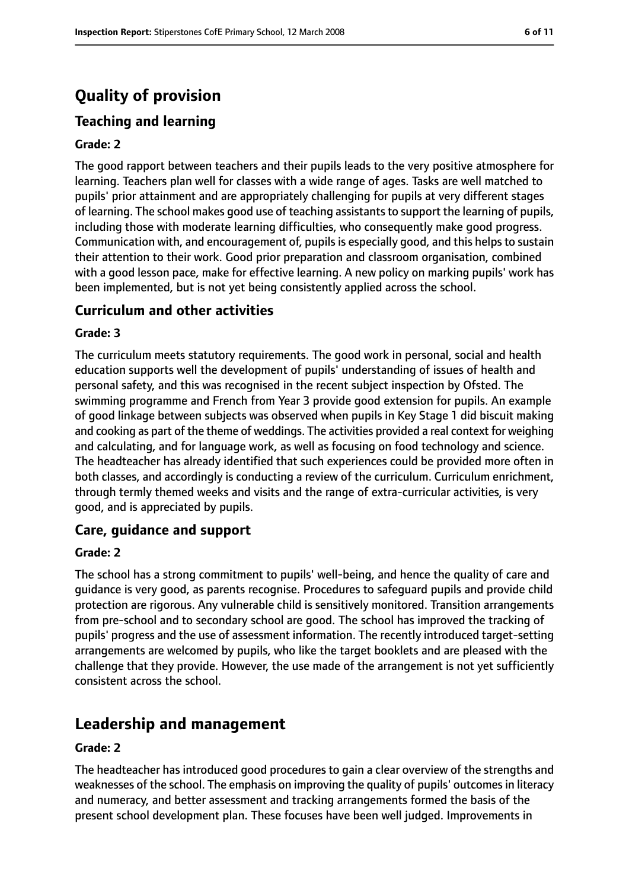# Quality of provision

## Teaching and learning

**Grade: 2**

The good rapport between teachers and their pupils leads to the very positive atmosphere for learning. Teachers plan well for classes with a wide range of ages. Tasks are well matched to pupils' prior attainment and are appropriately challenging for pupils at very different stages of learning. The school makes good use of teaching assistants to support the learning of pupils, including those with moderate learning difficulties, who consequently make good progress. Communication with, and encouragement of, pupils is especially good, and this helps to sustain their attention to their work. Good prior preparation and classroom organisation, combined with a good lesson pace, make for effective learning. A new policy on marking pupils' work has been implemented, but is not yet being consistently applied across the school.

## Curriculum and other activities

**Grade: 3**

The curriculum meets statutory requirements. The good work in personal, social and health education supports well the development of pupils' understanding of issues of health and personal safety, and this was recognised in the recent subject inspection by Ofsted. The swimming programme and French from Year 3 provide good extension for pupils. An example of good linkage between subjects was observed when pupils in Key Stage 1 did biscuit making and cooking as part of the theme of weddings. The activities provided a real context for weighing and calculating, and for language work, as well as focusing on food technology and science. The headteacher has already identified that such experiences could be provided more often in both classes, and accordingly is conducting a review of the curriculum. Curriculum enrichment, through termly themed weeks and visits and the range of extra-curricular activities, is very good, and is appreciated by pupils.

## Care, guidance and support

**Grade: 2**

The school has a strong commitment to pupils' well-being, and hence the quality of care and guidance is very good, as parents recognise. Procedures to safeguard pupils and provide child protection are rigorous. Any vulnerable child is sensitively monitored. Transition arrangements from pre-school and to secondary school are good. The school has improved the tracking of pupils' progress and the use of assessment information. The recently introduced target-setting arrangements are welcomed by pupils, who like the target booklets and are pleased with the challenge that they provide. However, the use made of the arrangement is not yet sufficiently consistent across the school.

# Leadership and management

**Grade: 2**

The headteacher has introduced good procedures to gain a clear overview of the strengths and weaknesses of the school. The emphasis on improving the quality of pupils' outcomes in literacy and numeracy, and better assessment and tracking arrangements formed the basis of the present school development plan. These focuses have been well judged. Improvements in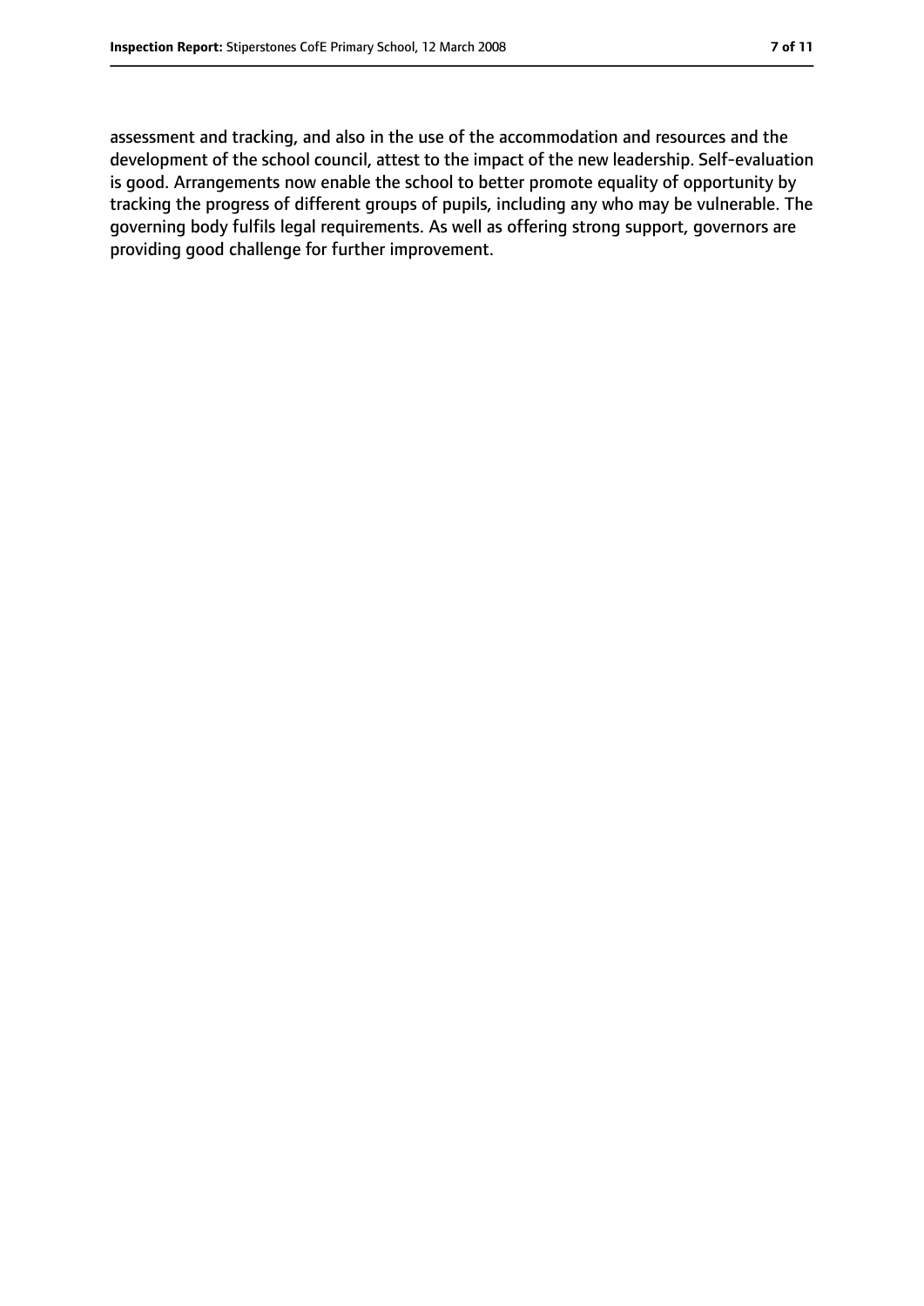assessment and tracking, and also in the use of the accommodation and resources and the development of the school council, attest to the impact of the new leadership. Self-evaluation is good. Arrangements now enable the school to better promote equality of opportunity by tracking the progress of different groups of pupils, including any who may be vulnerable. The governing body fulfils legal requirements. As well as offering strong support, governors are providing good challenge for further improvement.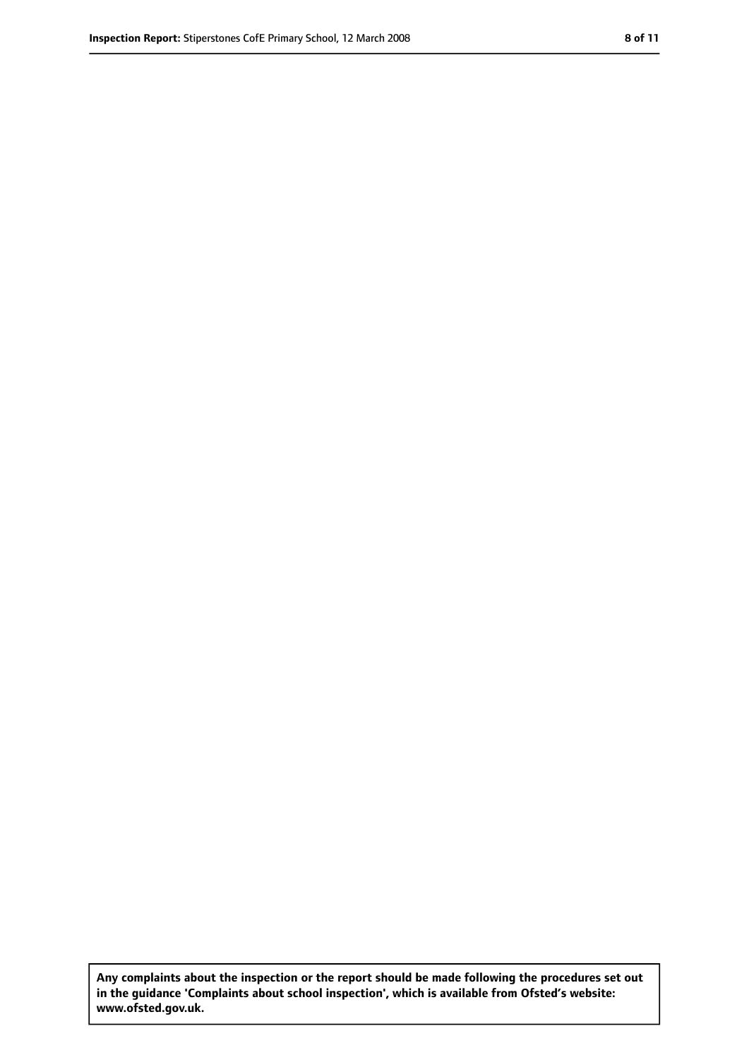**Any complaints about the inspection or the report should be made following the procedures set out in the guidance 'Complaints about school inspection', which is available from Ofsted's website: www.ofsted.gov.uk.**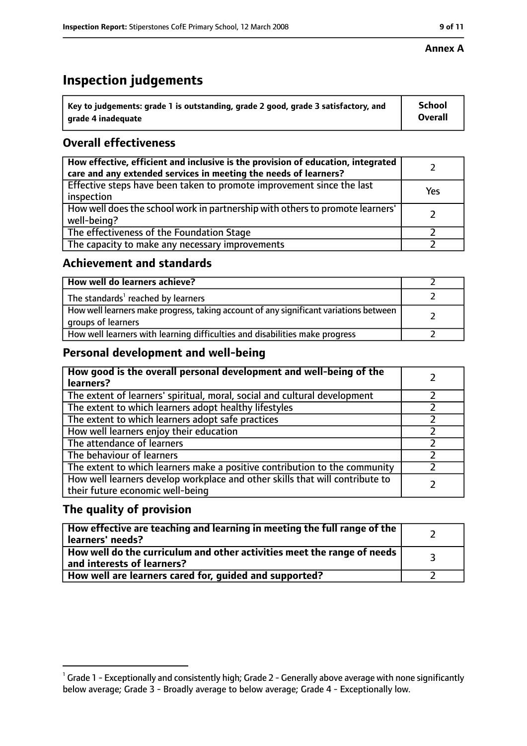Annex A

# Inspection judgements

| Key to judgements: grade 1 is outstanding, grade 2 good, grade 3 satisfactory, and grade 4 inadequate | School Overall |
|---|---|

## Overall effectiveness

| | |
|---|---|
| How effective, efficient and inclusive is the provision of education, integrated care and any extended services in meeting the needs of learners? | 2 |
| Effective steps have been taken to promote improvement since the last inspection | Yes |
| How well does the school work in partnership with others to promote learners' well-being? | 2 |
| The effectiveness of the Foundation Stage | 2 |
| The capacity to make any necessary improvements | 2 |

## Achievement and standards

| | |
|---|---|
| How well do learners achieve? | 2 |
| The standards[1] reached by learners | 2 |
| How well learners make progress, taking account of any significant variations between groups of learners | 2 |
| How well learners with learning difficulties and disabilities make progress | 2 |

## Personal development and well-being

| | |
|---|---|
| How good is the overall personal development and well-being of the learners? | 2 |
| The extent of learners' spiritual, moral, social and cultural development | 2 |
| The extent to which learners adopt healthy lifestyles | 2 |
| The extent to which learners adopt safe practices | 2 |
| How well learners enjoy their education | 2 |
| The attendance of learners | 2 |
| The behaviour of learners | 2 |
| The extent to which learners make a positive contribution to the community | 2 |
| How well learners develop workplace and other skills that will contribute to their future economic well-being | 2 |

## The quality of provision

| | |
|---|---|
| How effective are teaching and learning in meeting the full range of the learners' needs? | 2 |
| How well do the curriculum and other activities meet the range of needs and interests of learners? | 3 |
| How well are learners cared for, guided and supported? | 2 |

[1] Grade 1 - Exceptionally and consistently high; Grade 2 - Generally above average with none significantly below average; Grade 3 - Broadly average to below average; Grade 4 - Exceptionally low.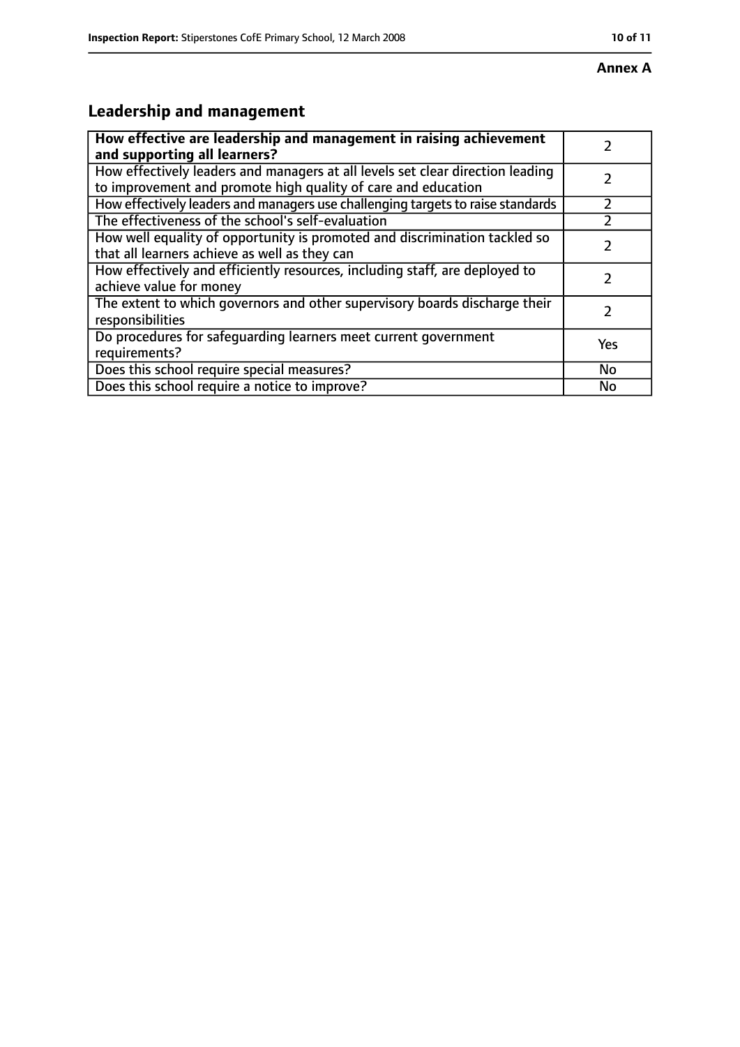**Annex A**

## Leadership and management

| **How effective are leadership and management in raising achievement and supporting all learners?** | 2 |
|---|---|
| How effectively leaders and managers at all levels set clear direction leading to improvement and promote high quality of care and education | 2 |
| How effectively leaders and managers use challenging targets to raise standards | 2 |
| The effectiveness of the school's self-evaluation | 2 |
| How well equality of opportunity is promoted and discrimination tackled so that all learners achieve as well as they can | 2 |
| How effectively and efficiently resources, including staff, are deployed to achieve value for money | 2 |
| The extent to which governors and other supervisory boards discharge their responsibilities | 2 |
| Do procedures for safeguarding learners meet current government requirements? | Yes |
| Does this school require special measures? | No |
| Does this school require a notice to improve? | No |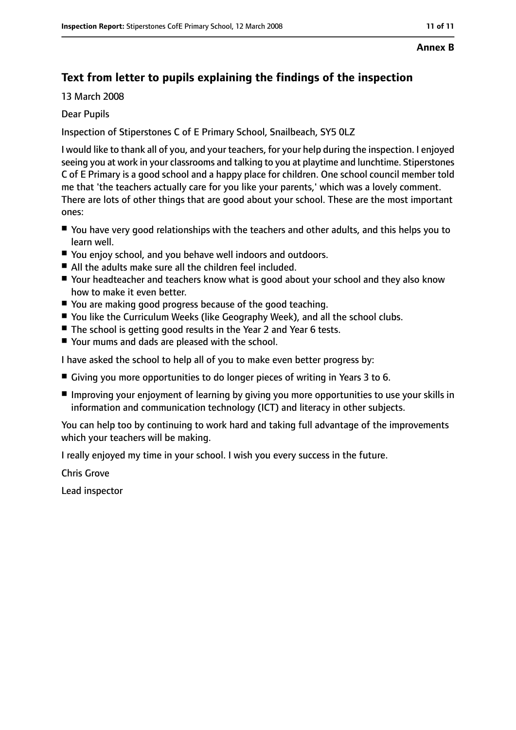**Annex B**

## Text from letter to pupils explaining the findings of the inspection

13 March 2008

Dear Pupils

Inspection of Stiperstones C of E Primary School, Snailbeach, SY5 0LZ

I would like to thank all of you, and your teachers, for your help during the inspection. I enjoyed seeing you at work in your classrooms and talking to you at playtime and lunchtime. Stiperstones C of E Primary is a good school and a happy place for children. One school council member told me that 'the teachers actually care for you like your parents,' which was a lovely comment. There are lots of other things that are good about your school. These are the most important ones:

- You have very good relationships with the teachers and other adults, and this helps you to learn well.
- You enjoy school, and you behave well indoors and outdoors.
- All the adults make sure all the children feel included.
- Your headteacher and teachers know what is good about your school and they also know how to make it even better.
- You are making good progress because of the good teaching.
- You like the Curriculum Weeks (like Geography Week), and all the school clubs.
- The school is getting good results in the Year 2 and Year 6 tests.
- Your mums and dads are pleased with the school.

I have asked the school to help all of you to make even better progress by:

- Giving you more opportunities to do longer pieces of writing in Years 3 to 6.
- Improving your enjoyment of learning by giving you more opportunities to use your skills in information and communication technology (ICT) and literacy in other subjects.

You can help too by continuing to work hard and taking full advantage of the improvements which your teachers will be making.

I really enjoyed my time in your school. I wish you every success in the future.

Chris Grove

Lead inspector